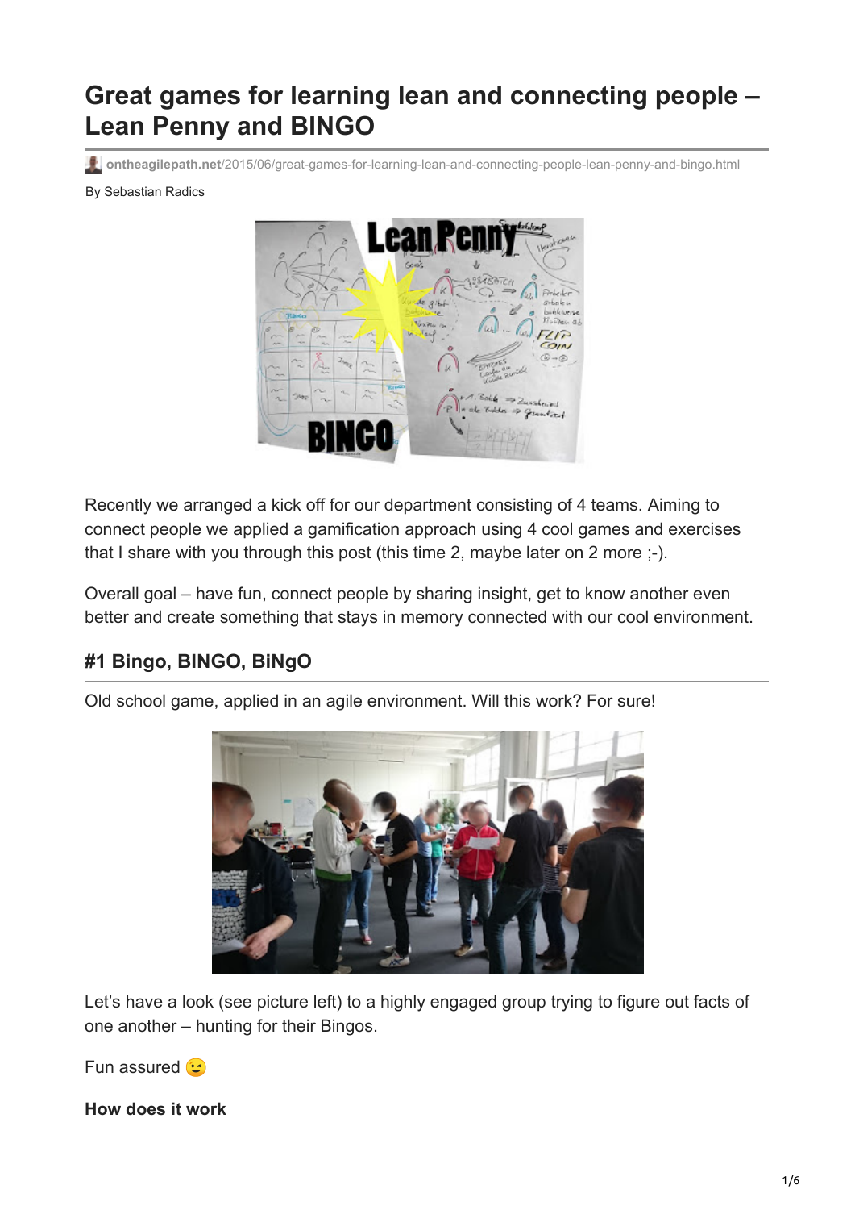# Great games for learning lean and connecting people – Lean Penny and BINGO

ontheagilepath.net/2015/06/great-games-for-learning-lean-and-connecting-people-lean-penny-and-bingo.html

By Sebastian Radics

Recently we arranged a kick off for our department consisting of 4 teams. Aiming to connect people we applied a gamification approach using 4 cool games and exercises that I share with you through this post (this time 2, maybe later on 2 more ;-).

Overall goal – have fun, connect people by sharing insight, get to know another even better and create something that stays in memory connected with our cool environment.

## #1 Bingo, BINGO, BiNgO

Old school game, applied in an agile environment. Will this work? For sure!

Let's have a look (see picture left) to a highly engaged group trying to figure out facts of one another – hunting for their Bingos.

Fun assured 😉

### How does it work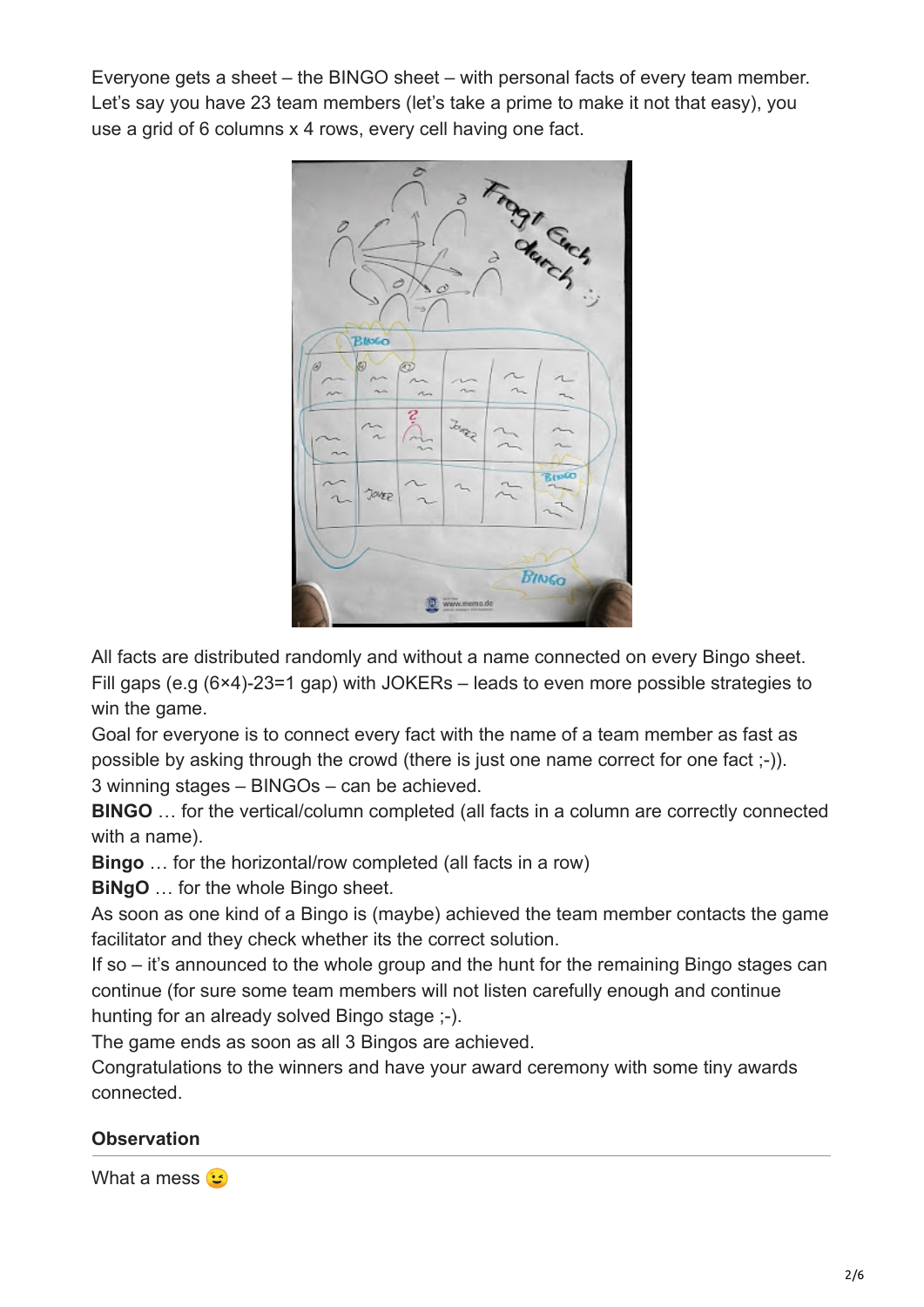Everyone gets a sheet – the BINGO sheet – with personal facts of every team member. Let's say you have 23 team members (let's take a prime to make it not that easy), you use a grid of 6 columns x 4 rows, every cell having one fact.

All facts are distributed randomly and without a name connected on every Bingo sheet. Fill gaps (e.g (6×4)-23=1 gap) with JOKERs – leads to even more possible strategies to win the game.

Goal for everyone is to connect every fact with the name of a team member as fast as possible by asking through the crowd (there is just one name correct for one fact ;-)).

3 winning stages – BINGOs – can be achieved.

**BINGO** … for the vertical/column completed (all facts in a column are correctly connected with a name).

**Bingo** … for the horizontal/row completed (all facts in a row)

**BiNgO** … for the whole Bingo sheet.

As soon as one kind of a Bingo is (maybe) achieved the team member contacts the game facilitator and they check whether its the correct solution.

If so – it's announced to the whole group and the hunt for the remaining Bingo stages can continue (for sure some team members will not listen carefully enough and continue hunting for an already solved Bingo stage ;-).

The game ends as soon as all 3 Bingos are achieved.

Congratulations to the winners and have your award ceremony with some tiny awards connected.

## Observation

What a mess 😉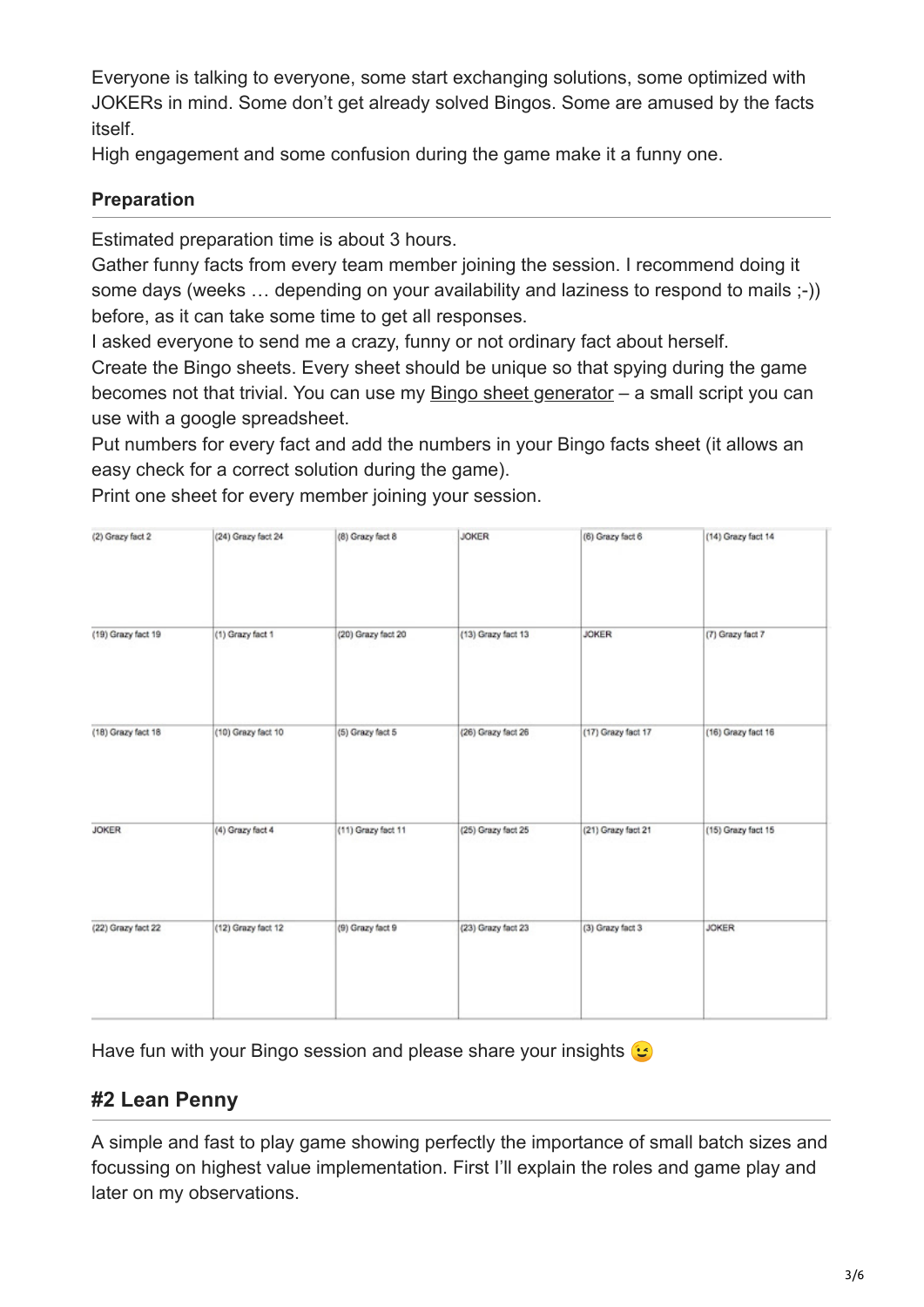Everyone is talking to everyone, some start exchanging solutions, some optimized with JOKERs in mind. Some don't get already solved Bingos. Some are amused by the facts itself.
High engagement and some confusion during the game make it a funny one.

### Preparation

Estimated preparation time is about 3 hours.
Gather funny facts from every team member joining the session. I recommend doing it some days (weeks … depending on your availability and laziness to respond to mails ;-)) before, as it can take some time to get all responses.
I asked everyone to send me a crazy, funny or not ordinary fact about herself.
Create the Bingo sheets. Every sheet should be unique so that spying during the game becomes not that trivial. You can use my Bingo sheet generator – a small script you can use with a google spreadsheet.
Put numbers for every fact and add the numbers in your Bingo facts sheet (it allows an easy check for a correct solution during the game).
Print one sheet for every member joining your session.

| (2) Grazy fact 2 | (24) Grazy fact 24 | (8) Grazy fact 8 | JOKER | (6) Grazy fact 6 | (14) Grazy fact 14 |
|---|---|---|---|---|---|
| (19) Grazy fact 19 | (1) Grazy fact 1 | (20) Grazy fact 20 | (13) Grazy fact 13 | JOKER | (7) Grazy fact 7 |
| (18) Grazy fact 18 | (10) Grazy fact 10 | (5) Grazy fact 5 | (26) Grazy fact 26 | (17) Grazy fact 17 | (16) Grazy fact 16 |
| JOKER | (4) Grazy fact 4 | (11) Grazy fact 11 | (25) Grazy fact 25 | (21) Grazy fact 21 | (15) Grazy fact 15 |
| (22) Grazy fact 22 | (12) Grazy fact 12 | (9) Grazy fact 9 | (23) Grazy fact 23 | (3) Grazy fact 3 | JOKER |

Have fun with your Bingo session and please share your insights 😉

## #2 Lean Penny

A simple and fast to play game showing perfectly the importance of small batch sizes and focussing on highest value implementation. First I'll explain the roles and game play and later on my observations.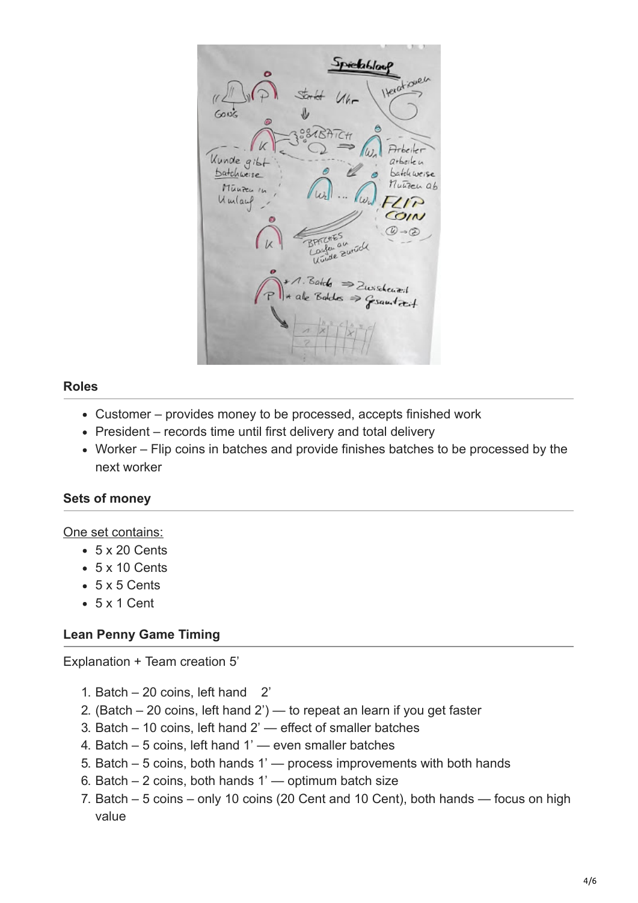### Roles

- Customer – provides money to be processed, accepts finished work
- President – records time until first delivery and total delivery
- Worker – Flip coins in batches and provide finishes batches to be processed by the next worker

### Sets of money

One set contains:

- 5 x 20 Cents
- 5 x 10 Cents
- 5 x 5 Cents
- 5 x 1 Cent

### Lean Penny Game Timing

Explanation + Team creation 5'

1. Batch – 20 coins, left hand 2'
2. (Batch – 20 coins, left hand 2') — to repeat an learn if you get faster
3. Batch – 10 coins, left hand 2' — effect of smaller batches
4. Batch – 5 coins, left hand 1' — even smaller batches
5. Batch – 5 coins, both hands 1' — process improvements with both hands
6. Batch – 2 coins, both hands 1' — optimum batch size
7. Batch – 5 coins – only 10 coins (20 Cent and 10 Cent), both hands — focus on high value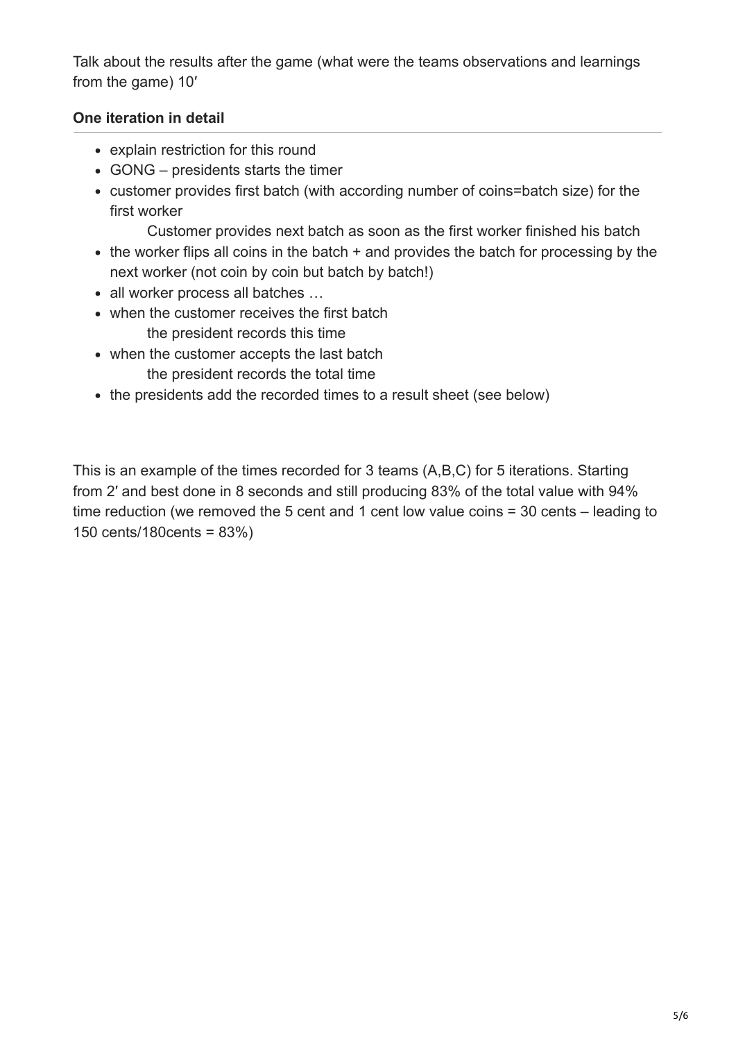Talk about the results after the game (what were the teams observations and learnings from the game) 10′

**One iteration in detail**

- explain restriction for this round
- GONG – presidents starts the timer
- customer provides first batch (with according number of coins=batch size) for the first worker
  Customer provides next batch as soon as the first worker finished his batch
- the worker flips all coins in the batch + and provides the batch for processing by the next worker (not coin by coin but batch by batch!)
- all worker process all batches …
- when the customer receives the first batch
  the president records this time
- when the customer accepts the last batch
  the president records the total time
- the presidents add the recorded times to a result sheet (see below)

This is an example of the times recorded for 3 teams (A,B,C) for 5 iterations. Starting from 2′ and best done in 8 seconds and still producing 83% of the total value with 94% time reduction (we removed the 5 cent and 1 cent low value coins = 30 cents – leading to 150 cents/180cents = 83%)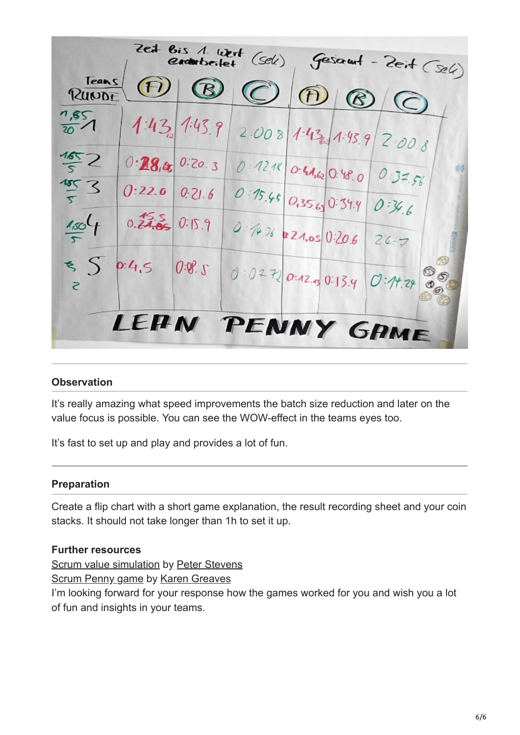| Teams / RUNDE | Zeit bis 1. Wert erarbeitet (sek) | | | Gesamt - Zeit (sek) | | |
|---|---|---|---|---|---|---|
| | A | B | C | A | B | C |
| 1,85/20 1 | 1:43,62 | 1:43.9 | 2:00.8 | 1:43,62 | 1:43.9 | 2:00.8 |
| 1,65/5 2 | 0:28,63 | 0:20.3 | 0:12.18 | 0:41,62 | 0:48.0 | 0:37.56 |
| 1,65/5 3 | 0:22.0 | 0:21.6 | 0:15.45 | 0,35,63 | 0:34.4 | 0:34.6 |
| 1,50/5 4 | 0:15.5 | 0:15.9 | 0:14.76 | 21,05 | 0:20.6 | 26:7 |
| ≤5/2 5 | 0:4,5 | 0:08.5 | 0:02.72 | 0:12,13 | 0:13.4 | 0:14.24 |

LEAN PENNY GAME

### Observation

It's really amazing what speed improvements the batch size reduction and later on the value focus is possible. You can see the WOW-effect in the teams eyes too.

It's fast to set up and play and provides a lot of fun.

### Preparation

Create a flip chart with a short game explanation, the result recording sheet and your coin stacks. It should not take longer than 1h to set it up.

### Further resources

Scrum value simulation by Peter Stevens
Scrum Penny game by Karen Greaves
I'm looking forward for your response how the games worked for you and wish you a lot of fun and insights in your teams.